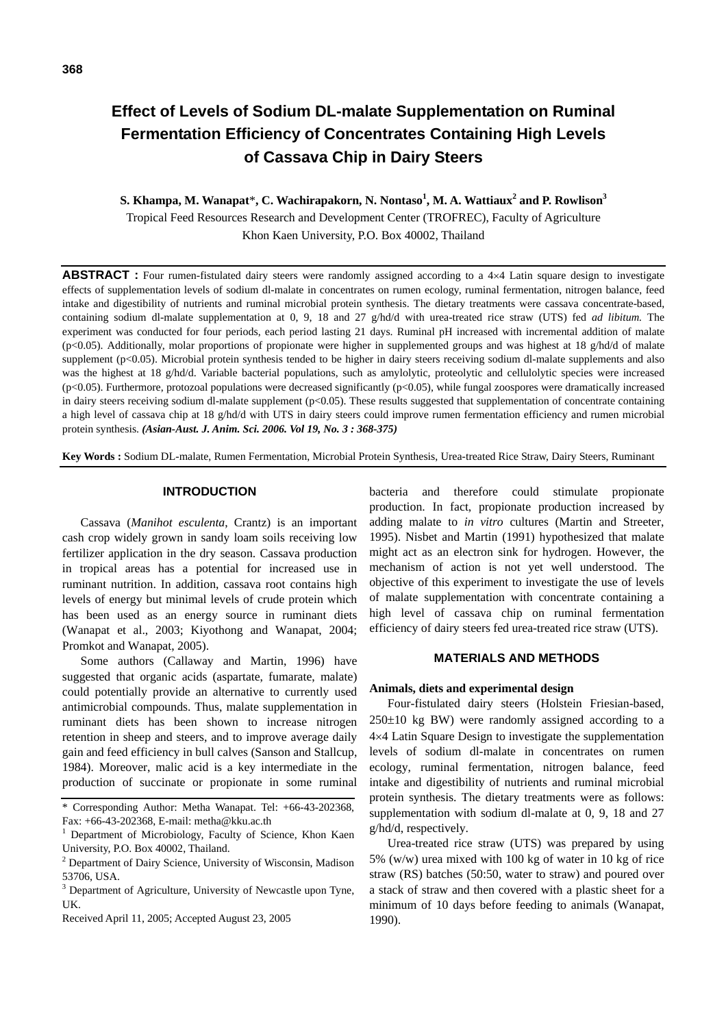# Effect of Levels of Sodium DL-malate Supplementation on Ruminal Fermentation Efficiency of Concentrates Containing High Levels of Cassava Chip in Dairy Steers

**S. Khampa, M. Wanapat\*, C. Wachirapakorn, N. Nontaso[1], M. A. Wattiaux[2] and P. Rowlison[3]**

Tropical Feed Resources Research and Development Center (TROFREC), Faculty of Agriculture
Khon Kaen University, P.O. Box 40002, Thailand

**ABSTRACT :** Four rumen-fistulated dairy steers were randomly assigned according to a 4×4 Latin square design to investigate effects of supplementation levels of sodium dl-malate in concentrates on rumen ecology, ruminal fermentation, nitrogen balance, feed intake and digestibility of nutrients and ruminal microbial protein synthesis. The dietary treatments were cassava concentrate-based, containing sodium dl-malate supplementation at 0, 9, 18 and 27 g/hd/d with urea-treated rice straw (UTS) fed *ad libitum.* The experiment was conducted for four periods, each period lasting 21 days. Ruminal pH increased with incremental addition of malate ($p<0.05$). Additionally, molar proportions of propionate were higher in supplemented groups and was highest at 18 g/hd/d of malate supplement ($p<0.05$). Microbial protein synthesis tended to be higher in dairy steers receiving sodium dl-malate supplements and also was the highest at 18 g/hd/d. Variable bacterial populations, such as amylolytic, proteolytic and cellulolytic species were increased ($p<0.05$). Furthermore, protozoal populations were decreased significantly ($p<0.05$), while fungal zoospores were dramatically increased in dairy steers receiving sodium dl-malate supplement ($p<0.05$). These results suggested that supplementation of concentrate containing a high level of cassava chip at 18 g/hd/d with UTS in dairy steers could improve rumen fermentation efficiency and rumen microbial protein synthesis. ***(Asian-Aust. J. Anim. Sci. 2006. Vol 19, No. 3 : 368-375)***

**Key Words :** Sodium DL-malate, Rumen Fermentation, Microbial Protein Synthesis, Urea-treated Rice Straw, Dairy Steers, Ruminant

## INTRODUCTION

Cassava (*Manihot esculenta*, Crantz) is an important cash crop widely grown in sandy loam soils receiving low fertilizer application in the dry season. Cassava production in tropical areas has a potential for increased use in ruminant nutrition. In addition, cassava root contains high levels of energy but minimal levels of crude protein which has been used as an energy source in ruminant diets (Wanapat et al., 2003; Kiyothong and Wanapat, 2004; Promkot and Wanapat, 2005).

Some authors (Callaway and Martin, 1996) have suggested that organic acids (aspartate, fumarate, malate) could potentially provide an alternative to currently used antimicrobial compounds. Thus, malate supplementation in ruminant diets has been shown to increase nitrogen retention in sheep and steers, and to improve average daily gain and feed efficiency in bull calves (Sanson and Stallcup, 1984). Moreover, malic acid is a key intermediate in the production of succinate or propionate in some ruminal bacteria and therefore could stimulate propionate production. In fact, propionate production increased by adding malate to *in vitro* cultures (Martin and Streeter, 1995). Nisbet and Martin (1991) hypothesized that malate might act as an electron sink for hydrogen. However, the mechanism of action is not yet well understood. The objective of this experiment to investigate the use of levels of malate supplementation with concentrate containing a high level of cassava chip on ruminal fermentation efficiency of dairy steers fed urea-treated rice straw (UTS).

## MATERIALS AND METHODS

### Animals, diets and experimental design

Four-fistulated dairy steers (Holstein Friesian-based, 250±10 kg BW) were randomly assigned according to a 4×4 Latin Square Design to investigate the supplementation levels of sodium dl-malate in concentrates on rumen ecology, ruminal fermentation, nitrogen balance, feed intake and digestibility of nutrients and ruminal microbial protein synthesis. The dietary treatments were as follows: supplementation with sodium dl-malate at 0, 9, 18 and 27 g/hd/d, respectively.

Urea-treated rice straw (UTS) was prepared by using 5% (w/w) urea mixed with 100 kg of water in 10 kg of rice straw (RS) batches (50:50, water to straw) and poured over a stack of straw and then covered with a plastic sheet for a minimum of 10 days before feeding to animals (Wanapat, 1990).

---

\* Corresponding Author: Metha Wanapat. Tel: +66-43-202368, Fax: +66-43-202368, E-mail: metha@kku.ac.th

[1] Department of Microbiology, Faculty of Science, Khon Kaen University, P.O. Box 40002, Thailand.

[2] Department of Dairy Science, University of Wisconsin, Madison 53706, USA.

[3] Department of Agriculture, University of Newcastle upon Tyne, UK.

Received April 11, 2005; Accepted August 23, 2005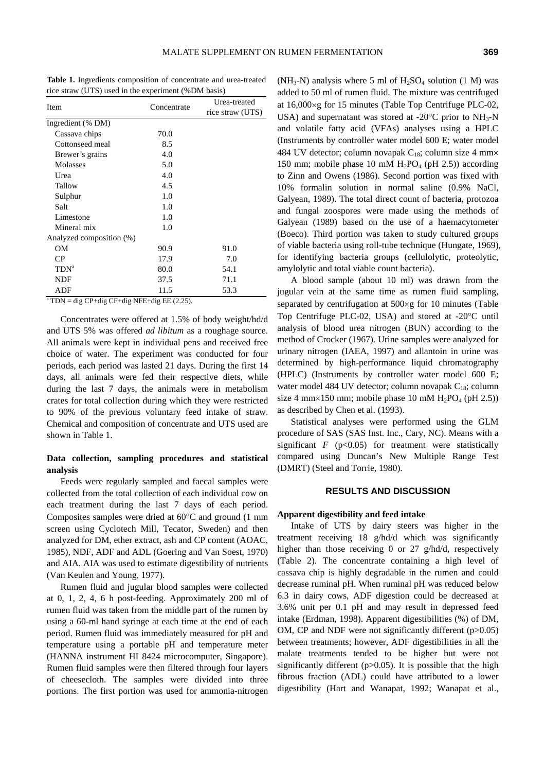**Table 1.** Ingredients composition of concentrate and urea-treated rice straw (UTS) used in the experiment (%DM basis)

| Item | Concentrate | Urea-treated rice straw (UTS) |
|---|---|---|
| Ingredient (% DM) | | |
| Cassava chips | 70.0 | |
| Cottonseed meal | 8.5 | |
| Brewer's grains | 4.0 | |
| Molasses | 5.0 | |
| Urea | 4.0 | |
| Tallow | 4.5 | |
| Sulphur | 1.0 | |
| Salt | 1.0 | |
| Limestone | 1.0 | |
| Mineral mix | 1.0 | |
| Analyzed composition (%) | | |
| OM | 90.9 | 91.0 |
| CP | 17.9 | 7.0 |
| TDN[a] | 80.0 | 54.1 |
| NDF | 37.5 | 71.1 |
| ADF | 11.5 | 53.3 |

[a] TDN = dig CP+dig CF+dig NFE+dig EE (2.25).

Concentrates were offered at 1.5% of body weight/hd/d and UTS 5% was offered *ad libitum* as a roughage source. All animals were kept in individual pens and received free choice of water. The experiment was conducted for four periods, each period was lasted 21 days. During the first 14 days, all animals were fed their respective diets, while during the last 7 days, the animals were in metabolism crates for total collection during which they were restricted to 90% of the previous voluntary feed intake of straw. Chemical and composition of concentrate and UTS used are shown in Table 1.

## Data collection, sampling procedures and statistical analysis

Feeds were regularly sampled and faecal samples were collected from the total collection of each individual cow on each treatment during the last 7 days of each period. Composites samples were dried at 60°C and ground (1 mm screen using Cyclotech Mill, Tecator, Sweden) and then analyzed for DM, ether extract, ash and CP content (AOAC, 1985), NDF, ADF and ADL (Goering and Van Soest, 1970) and AIA. AIA was used to estimate digestibility of nutrients (Van Keulen and Young, 1977).

Rumen fluid and jugular blood samples were collected at 0, 1, 2, 4, 6 h post-feeding. Approximately 200 ml of rumen fluid was taken from the middle part of the rumen by using a 60-ml hand syringe at each time at the end of each period. Rumen fluid was immediately measured for pH and temperature using a portable pH and temperature meter (HANNA instrument HI 8424 microcomputer, Singapore). Rumen fluid samples were then filtered through four layers of cheesecloth. The samples were divided into three portions. The first portion was used for ammonia-nitrogen ($NH_3$-N) analysis where 5 ml of $H_2SO_4$ solution (1 M) was added to 50 ml of rumen fluid. The mixture was centrifuged at 16,000×g for 15 minutes (Table Top Centrifuge PLC-02, USA) and supernatant was stored at -20°C prior to $NH_3$-N and volatile fatty acid (VFAs) analyses using a HPLC (Instruments by controller water model 600 E; water model 484 UV detector; column novapak $C_{18}$; column size 4 mm× 150 mm; mobile phase 10 mM $H_2PO_4$ (pH 2.5)) according to Zinn and Owens (1986). Second portion was fixed with 10% formalin solution in normal saline (0.9% NaCl, Galyean, 1989). The total direct count of bacteria, protozoa and fungal zoospores were made using the methods of Galyean (1989) based on the use of a haemacytometer (Boeco). Third portion was taken to study cultured groups of viable bacteria using roll-tube technique (Hungate, 1969), for identifying bacteria groups (cellulolytic, proteolytic, amylolytic and total viable count bacteria).

A blood sample (about 10 ml) was drawn from the jugular vein at the same time as rumen fluid sampling, separated by centrifugation at 500×g for 10 minutes (Table Top Centrifuge PLC-02, USA) and stored at -20°C until analysis of blood urea nitrogen (BUN) according to the method of Crocker (1967). Urine samples were analyzed for urinary nitrogen (IAEA, 1997) and allantoin in urine was determined by high-performance liquid chromatography (HPLC) (Instruments by controller water model 600 E; water model 484 UV detector; column novapak $C_{18}$; column size 4 mm×150 mm; mobile phase 10 mM $H_2PO_4$ (pH 2.5)) as described by Chen et al. (1993).

Statistical analyses were performed using the GLM procedure of SAS (SAS Inst. Inc., Cary, NC). Means with a significant $F$ ($p<0.05$) for treatment were statistically compared using Duncan's New Multiple Range Test (DMRT) (Steel and Torrie, 1980).

## RESULTS AND DISCUSSION

### Apparent digestibility and feed intake

Intake of UTS by dairy steers was higher in the treatment receiving 18 g/hd/d which was significantly higher than those receiving 0 or 27 g/hd/d, respectively (Table 2). The concentrate containing a high level of cassava chip is highly degradable in the rumen and could decrease ruminal pH. When ruminal pH was reduced below 6.3 in dairy cows, ADF digestion could be decreased at 3.6% unit per 0.1 pH and may result in depressed feed intake (Erdman, 1998). Apparent digestibilities (%) of DM, OM, CP and NDF were not significantly different ($p>0.05$) between treatments; however, ADF digestibilities in all the malate treatments tended to be higher but were not significantly different ($p>0.05$). It is possible that the high fibrous fraction (ADL) could have attributed to a lower digestibility (Hart and Wanapat, 1992; Wanapat et al.,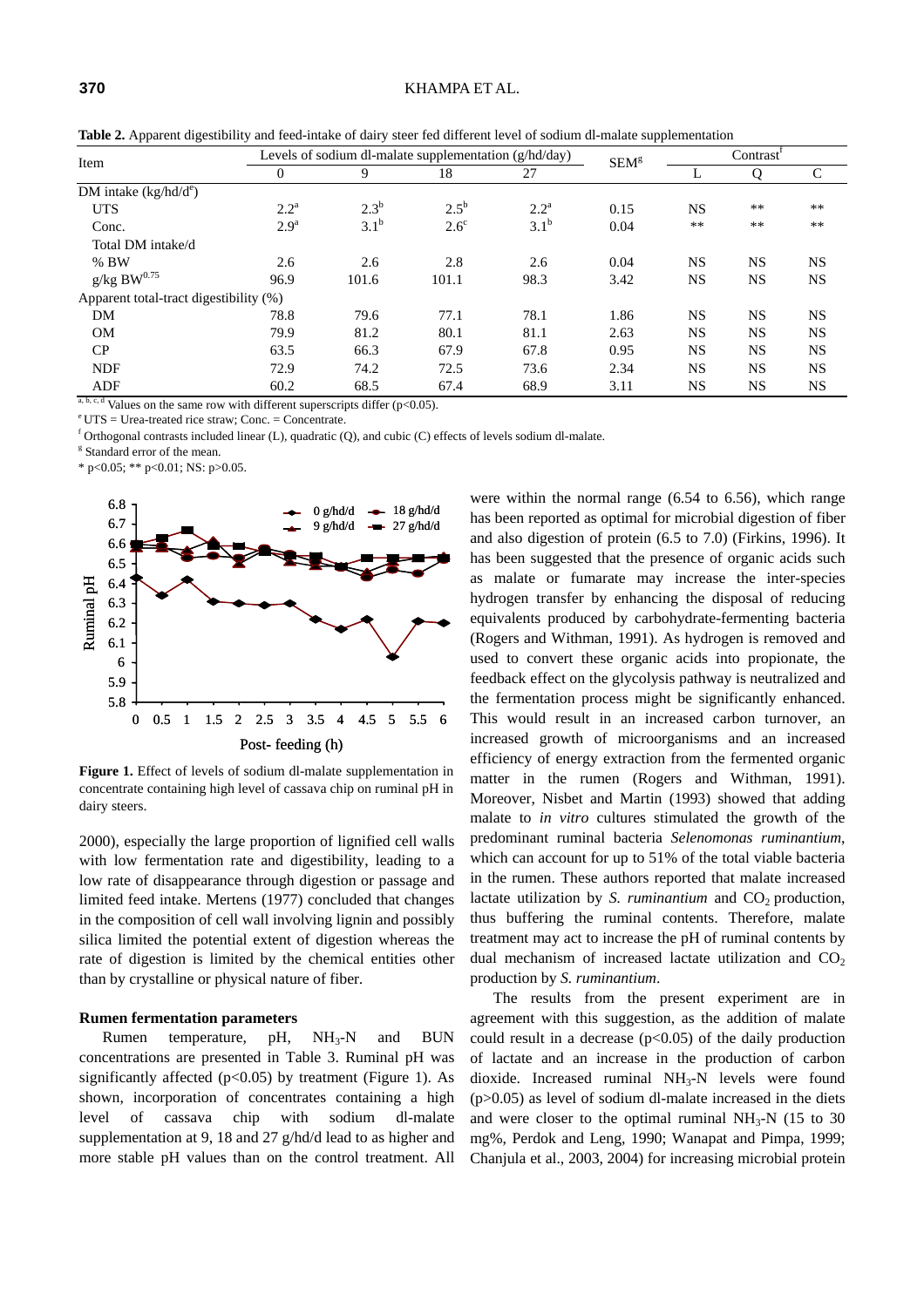**Table 2.** Apparent digestibility and feed-intake of dairy steer fed different level of sodium dl-malate supplementation

| Item | Levels of sodium dl-malate supplementation (g/hd/day) | | | | SEM[g] | Contrast[f] | | |
|---|---|---|---|---|---|---|---|---|
| | 0 | 9 | 18 | 27 | | L | Q | C |
| DM intake (kg/hd/d[e]) | | | | | | | | |
| UTS | 2.2[a] | 2.3[b] | 2.5[b] | 2.2[a] | 0.15 | NS | ** | ** |
| Conc. | 2.9[a] | 3.1[b] | 2.6[c] | 3.1[b] | 0.04 | ** | ** | ** |
| Total DM intake/d | | | | | | | | |
| % BW | 2.6 | 2.6 | 2.8 | 2.6 | 0.04 | NS | NS | NS |
| g/kg $BW^{0.75}$ | 96.9 | 101.6 | 101.1 | 98.3 | 3.42 | NS | NS | NS |
| Apparent total-tract digestibility (%) | | | | | | | | |
| DM | 78.8 | 79.6 | 77.1 | 78.1 | 1.86 | NS | NS | NS |
| OM | 79.9 | 81.2 | 80.1 | 81.1 | 2.63 | NS | NS | NS |
| CP | 63.5 | 66.3 | 67.9 | 67.8 | 0.95 | NS | NS | NS |
| NDF | 72.9 | 74.2 | 72.5 | 73.6 | 2.34 | NS | NS | NS |
| ADF | 60.2 | 68.5 | 67.4 | 68.9 | 3.11 | NS | NS | NS |

[a, b, c, d] Values on the same row with different superscripts differ ($p<0.05$).

[e] UTS = Urea-treated rice straw; Conc. = Concentrate.

[f] Orthogonal contrasts included linear (L), quadratic (Q), and cubic (C) effects of levels sodium dl-malate.

[g] Standard error of the mean.

* $p<0.05$; ** $p<0.01$; NS: $p>0.05$.

**Figure 1.** Effect of levels of sodium dl-malate supplementation in concentrate containing high level of cassava chip on ruminal pH in dairy steers.

2000), especially the large proportion of lignified cell walls with low fermentation rate and digestibility, leading to a low rate of disappearance through digestion or passage and limited feed intake. Mertens (1977) concluded that changes in the composition of cell wall involving lignin and possibly silica limited the potential extent of digestion whereas the rate of digestion is limited by the chemical entities other than by crystalline or physical nature of fiber.

**Rumen fermentation parameters**

Rumen temperature, pH, $NH_3$-N and BUN concentrations are presented in Table 3. Ruminal pH was significantly affected ($p<0.05$) by treatment (Figure 1). As shown, incorporation of concentrates containing a high level of cassava chip with sodium dl-malate supplementation at 9, 18 and 27 g/hd/d lead to as higher and more stable pH values than on the control treatment. All were within the normal range (6.54 to 6.56), which range has been reported as optimal for microbial digestion of fiber and also digestion of protein (6.5 to 7.0) (Firkins, 1996). It has been suggested that the presence of organic acids such as malate or fumarate may increase the inter-species hydrogen transfer by enhancing the disposal of reducing equivalents produced by carbohydrate-fermenting bacteria (Rogers and Withman, 1991). As hydrogen is removed and used to convert these organic acids into propionate, the feedback effect on the glycolysis pathway is neutralized and the fermentation process might be significantly enhanced. This would result in an increased carbon turnover, an increased growth of microorganisms and an increased efficiency of energy extraction from the fermented organic matter in the rumen (Rogers and Withman, 1991). Moreover, Nisbet and Martin (1993) showed that adding malate to *in vitro* cultures stimulated the growth of the predominant ruminal bacteria *Selenomonas ruminantium*, which can account for up to 51% of the total viable bacteria in the rumen. These authors reported that malate increased lactate utilization by *S. ruminantium* and $CO_2$ production, thus buffering the ruminal contents. Therefore, malate treatment may act to increase the pH of ruminal contents by dual mechanism of increased lactate utilization and $CO_2$ production by *S. ruminantium*.

The results from the present experiment are in agreement with this suggestion, as the addition of malate could result in a decrease ($p<0.05$) of the daily production of lactate and an increase in the production of carbon dioxide. Increased ruminal $NH_3$-N levels were found ($p>0.05$) as level of sodium dl-malate increased in the diets and were closer to the optimal ruminal $NH_3$-N (15 to 30 mg%, Perdok and Leng, 1990; Wanapat and Pimpa, 1999; Chanjula et al., 2003, 2004) for increasing microbial protein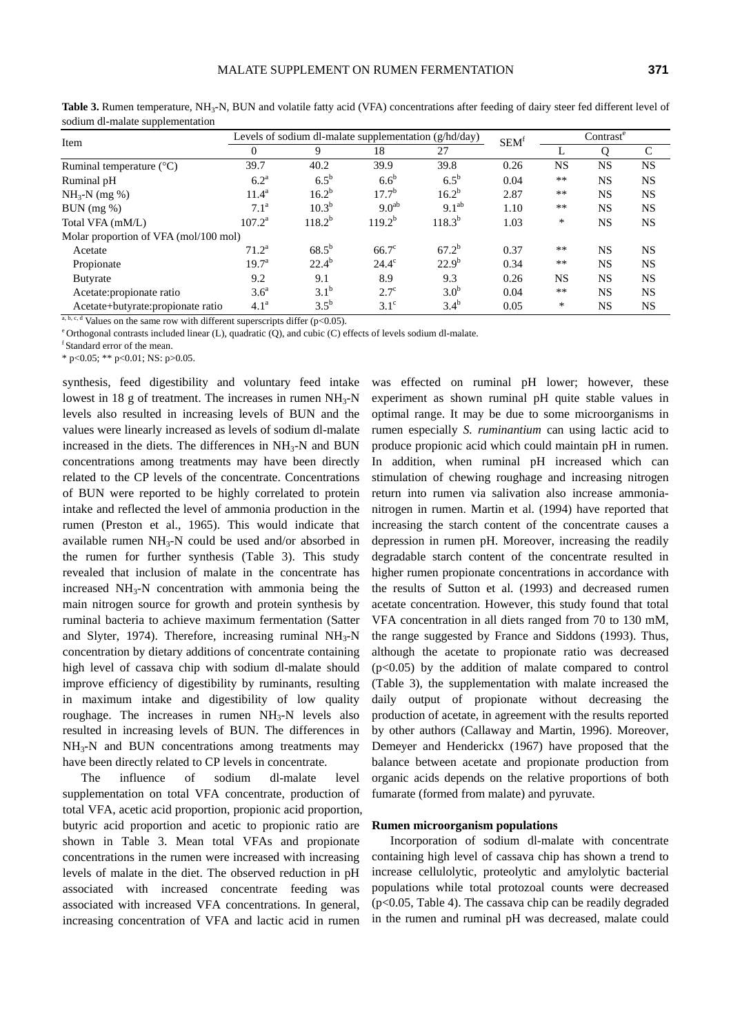**Table 3.** Rumen temperature, $NH_3$-N, BUN and volatile fatty acid (VFA) concentrations after feeding of dairy steer fed different level of sodium dl-malate supplementation

| Item | Levels of sodium dl-malate supplementation (g/hd/day) | | | | SEM[f] | Contrast[e] | | |
|---|---|---|---|---|---|---|---|---|
| | 0 | 9 | 18 | 27 | | L | Q | C |
| Ruminal temperature (°C) | 39.7 | 40.2 | 39.9 | 39.8 | 0.26 | NS | NS | NS |
| Ruminal pH | 6.2[a] | 6.5[b] | 6.6[b] | 6.5[b] | 0.04 | ** | NS | NS |
| $NH_3$-N (mg %) | 11.4[a] | 16.2[b] | 17.7[b] | 16.2[b] | 2.87 | ** | NS | NS |
| BUN (mg %) | 7.1[a] | 10.3[b] | 9.0[ab] | 9.1[ab] | 1.10 | ** | NS | NS |
| Total VFA (mM/L) | 107.2[a] | 118.2[b] | 119.2[b] | 118.3[b] | 1.03 | * | NS | NS |
| Molar proportion of VFA (mol/100 mol) | | | | | | | | |
| Acetate | 71.2[a] | 68.5[b] | 66.7[c] | 67.2[b] | 0.37 | ** | NS | NS |
| Propionate | 19.7[a] | 22.4[b] | 24.4[c] | 22.9[b] | 0.34 | ** | NS | NS |
| Butyrate | 9.2 | 9.1 | 8.9 | 9.3 | 0.26 | NS | NS | NS |
| Acetate:propionate ratio | 3.6[a] | 3.1[b] | 2.7[c] | 3.0[b] | 0.04 | ** | NS | NS |
| Acetate+butyrate:propionate ratio | 4.1[a] | 3.5[b] | 3.1[c] | 3.4[b] | 0.05 | * | NS | NS |

[a, b, c, d] Values on the same row with different superscripts differ ($p<0.05$).

[e] Orthogonal contrasts included linear (L), quadratic (Q), and cubic (C) effects of levels sodium dl-malate.

[f] Standard error of the mean.

* $p<0.05$; ** $p<0.01$; NS: $p>0.05$.

synthesis, feed digestibility and voluntary feed intake lowest in 18 g of treatment. The increases in rumen $NH_3$-N levels also resulted in increasing levels of BUN and the values were linearly increased as levels of sodium dl-malate increased in the diets. The differences in $NH_3$-N and BUN concentrations among treatments may have been directly related to the CP levels of the concentrate. Concentrations of BUN were reported to be highly correlated to protein intake and reflected the level of ammonia production in the rumen (Preston et al., 1965). This would indicate that available rumen $NH_3$-N could be used and/or absorbed in the rumen for further synthesis (Table 3). This study revealed that inclusion of malate in the concentrate has increased $NH_3$-N concentration with ammonia being the main nitrogen source for growth and protein synthesis by ruminal bacteria to achieve maximum fermentation (Satter and Slyter, 1974). Therefore, increasing ruminal $NH_3$-N concentration by dietary additions of concentrate containing high level of cassava chip with sodium dl-malate should improve efficiency of digestibility by ruminants, resulting in maximum intake and digestibility of low quality roughage. The increases in rumen $NH_3$-N levels also resulted in increasing levels of BUN. The differences in $NH_3$-N and BUN concentrations among treatments may have been directly related to CP levels in concentrate.

The influence of sodium dl-malate level supplementation on total VFA concentrate, production of total VFA, acetic acid proportion, propionic acid proportion, butyric acid proportion and acetic to propionic ratio are shown in Table 3. Mean total VFAs and propionate concentrations in the rumen were increased with increasing levels of malate in the diet. The observed reduction in pH associated with increased concentrate feeding was associated with increased VFA concentrations. In general, increasing concentration of VFA and lactic acid in rumen was effected on ruminal pH lower; however, these experiment as shown ruminal pH quite stable values in optimal range. It may be due to some microorganisms in rumen especially *S. ruminantium* can using lactic acid to produce propionic acid which could maintain pH in rumen. In addition, when ruminal pH increased which can stimulation of chewing roughage and increasing nitrogen return into rumen via salivation also increase ammonia-nitrogen in rumen. Martin et al. (1994) have reported that increasing the starch content of the concentrate causes a depression in rumen pH. Moreover, increasing the readily degradable starch content of the concentrate resulted in higher rumen propionate concentrations in accordance with the results of Sutton et al. (1993) and decreased rumen acetate concentration. However, this study found that total VFA concentration in all diets ranged from 70 to 130 mM, the range suggested by France and Siddons (1993). Thus, although the acetate to propionate ratio was decreased ($p<0.05$) by the addition of malate compared to control (Table 3), the supplementation with malate increased the daily output of propionate without decreasing the production of acetate, in agreement with the results reported by other authors (Callaway and Martin, 1996). Moreover, Demeyer and Henderickx (1967) have proposed that the balance between acetate and propionate production from organic acids depends on the relative proportions of both fumarate (formed from malate) and pyruvate.

### Rumen microorganism populations

Incorporation of sodium dl-malate with concentrate containing high level of cassava chip has shown a trend to increase cellulolytic, proteolytic and amylolytic bacterial populations while total protozoal counts were decreased ($p<0.05$, Table 4). The cassava chip can be readily degraded in the rumen and ruminal pH was decreased, malate could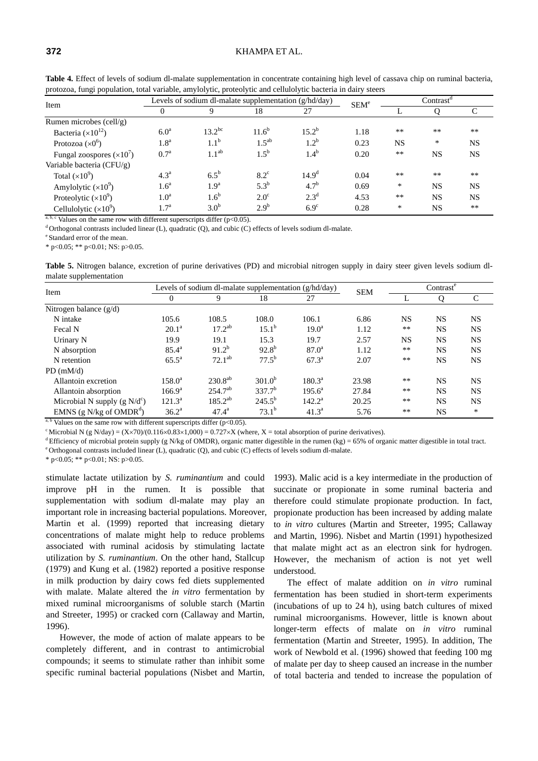**Table 4.** Effect of levels of sodium dl-malate supplementation in concentrate containing high level of cassava chip on ruminal bacteria, protozoa, fungi population, total variable, amylolytic, proteolytic and cellulolytic bacteria in dairy steers

| Item | Levels of sodium dl-malate supplementation (g/hd/day) | | | | SEM[e] | Contrast[d] | | |
|---|---|---|---|---|---|---|---|---|
| | 0 | 9 | 18 | 27 | | L | Q | C |
| Rumen microbes (cell/g) | | | | | | | | |
| Bacteria ($\times10^{12}$) | 6.0[a] | 13.2[bc] | 11.6[b] | 15.2[b] | 1.18 | ** | ** | ** |
| Protozoa ($\times0^{6}$) | 1.8[a] | 1.1[b] | 1.5[ab] | 1.2[b] | 0.23 | NS | * | NS |
| Fungal zoospores ($\times10^{7}$) | 0.7[a] | 1.1[ab] | 1.5[b] | 1.4[b] | 0.20 | ** | NS | NS |
| Variable bacteria (CFU/g) | | | | | | | | |
| Total ($\times10^{9}$) | 4.3[a] | 6.5[b] | 8.2[c] | 14.9[d] | 0.04 | ** | ** | ** |
| Amylolytic ($\times10^{9}$) | 1.6[a] | 1.9[a] | 5.3[b] | 4.7[b] | 0.69 | * | NS | NS |
| Proteolytic ($\times10^{9}$) | 1.0[a] | 1.6[b] | 2.0[c] | 2.3[d] | 4.53 | ** | NS | NS |
| Cellulolytic ($\times10^{9}$) | 1.7[a] | 3.0[b] | 2.9[b] | 6.9[c] | 0.28 | * | NS | ** |

[a, b, c] Values on the same row with different superscripts differ ($p<0.05$).

[d] Orthogonal contrasts included linear (L), quadratic (Q), and cubic (C) effects of levels sodium dl-malate.

[e] Standard error of the mean.

* $p<0.05$; ** $p<0.01$; NS: $p>0.05$.

**Table 5.** Nitrogen balance, excretion of purine derivatives (PD) and microbial nitrogen supply in dairy steer given levels sodium dl-malate supplementation

| Item | Levels of sodium dl-malate supplementation (g/hd/day) | | | | SEM | Contrast[e] | | |
|---|---|---|---|---|---|---|---|---|
| | 0 | 9 | 18 | 27 | | L | Q | C |
| Nitrogen balance (g/d) | | | | | | | | |
| N intake | 105.6 | 108.5 | 108.0 | 106.1 | 6.86 | NS | NS | NS |
| Fecal N | 20.1[a] | 17.2[ab] | 15.1[b] | 19.0[a] | 1.12 | ** | NS | NS |
| Urinary N | 19.9 | 19.1 | 15.3 | 19.7 | 2.57 | NS | NS | NS |
| N absorption | 85.4[a] | 91.2[b] | 92.8[b] | 87.0[a] | 1.12 | ** | NS | NS |
| N retention | 65.5[a] | 72.1[ab] | 77.5[b] | 67.3[a] | 2.07 | ** | NS | NS |
| PD (mM/d) | | | | | | | | |
| Allantoin excretion | 158.0[a] | 230.8[ab] | 301.0[b] | 180.3[a] | 23.98 | ** | NS | NS |
| Allantoin absorption | 166.9[a] | 254.7[ab] | 337.7[b] | 195.6[a] | 27.84 | ** | NS | NS |
| Microbial N supply (g N/d[c]) | 121.3[a] | 185.2[ab] | 245.5[b] | 142.2[a] | 20.25 | ** | NS | NS |
| EMNS (g N/kg of OMDR[d]) | 36.2[a] | 47.4[a] | 73.1[b] | 41.3[a] | 5.76 | ** | NS | * |

[a, b] Values on the same row with different superscripts differ ($p<0.05$).

[c] Microbial N (g N/day) = $(X\times70)/(0.116\times0.83\times1{,}000) = 0.727\times X$ (where, X = total absorption of purine derivatives).

[d] Efficiency of microbial protein supply (g N/kg of OMDR), organic matter digestible in the rumen (kg) = 65% of organic matter digestible in total tract.

[e] Orthogonal contrasts included linear (L), quadratic (Q), and cubic (C) effects of levels sodium dl-malate.

* $p<0.05$; ** $p<0.01$; NS: $p>0.05$.

stimulate lactate utilization by *S. ruminantium* and could improve pH in the rumen. It is possible that supplementation with sodium dl-malate may play an important role in increasing bacterial populations. Moreover, Martin et al. (1999) reported that increasing dietary concentrations of malate might help to reduce problems associated with ruminal acidosis by stimulating lactate utilization by *S. ruminantium*. On the other hand, Stallcup (1979) and Kung et al. (1982) reported a positive response in milk production by dairy cows fed diets supplemented with malate. Malate altered the *in vitro* fermentation by mixed ruminal microorganisms of soluble starch (Martin and Streeter, 1995) or cracked corn (Callaway and Martin, 1996).

However, the mode of action of malate appears to be completely different, and in contrast to antimicrobial compounds; it seems to stimulate rather than inhibit some specific ruminal bacterial populations (Nisbet and Martin, 1993). Malic acid is a key intermediate in the production of succinate or propionate in some ruminal bacteria and therefore could stimulate propionate production. In fact, propionate production has been increased by adding malate to *in vitro* cultures (Martin and Streeter, 1995; Callaway and Martin, 1996). Nisbet and Martin (1991) hypothesized that malate might act as an electron sink for hydrogen. However, the mechanism of action is not yet well understood.

The effect of malate addition on *in vitro* ruminal fermentation has been studied in short-term experiments (incubations of up to 24 h), using batch cultures of mixed ruminal microorganisms. However, little is known about longer-term effects of malate on *in vitro* ruminal fermentation (Martin and Streeter, 1995). In addition, The work of Newbold et al. (1996) showed that feeding 100 mg of malate per day to sheep caused an increase in the number of total bacteria and tended to increase the population of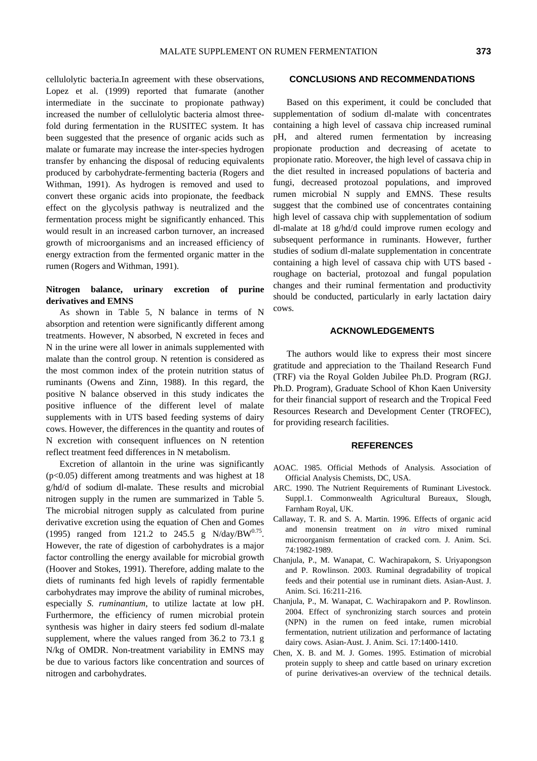cellulolytic bacteria.In agreement with these observations, Lopez et al. (1999) reported that fumarate (another intermediate in the succinate to propionate pathway) increased the number of cellulolytic bacteria almost three-fold during fermentation in the RUSITEC system. It has been suggested that the presence of organic acids such as malate or fumarate may increase the inter-species hydrogen transfer by enhancing the disposal of reducing equivalents produced by carbohydrate-fermenting bacteria (Rogers and Withman, 1991). As hydrogen is removed and used to convert these organic acids into propionate, the feedback effect on the glycolysis pathway is neutralized and the fermentation process might be significantly enhanced. This would result in an increased carbon turnover, an increased growth of microorganisms and an increased efficiency of energy extraction from the fermented organic matter in the rumen (Rogers and Withman, 1991).

### Nitrogen balance, urinary excretion of purine derivatives and EMNS

As shown in Table 5, N balance in terms of N absorption and retention were significantly different among treatments. However, N absorbed, N excreted in feces and N in the urine were all lower in animals supplemented with malate than the control group. N retention is considered as the most common index of the protein nutrition status of ruminants (Owens and Zinn, 1988). In this regard, the positive N balance observed in this study indicates the positive influence of the different level of malate supplements with in UTS based feeding systems of dairy cows. However, the differences in the quantity and routes of N excretion with consequent influences on N retention reflect treatment feed differences in N metabolism.

Excretion of allantoin in the urine was significantly ($p<0.05$) different among treatments and was highest at 18 g/hd/d of sodium dl-malate. These results and microbial nitrogen supply in the rumen are summarized in Table 5. The microbial nitrogen supply as calculated from purine derivative excretion using the equation of Chen and Gomes (1995) ranged from 121.2 to 245.5 g N/day/$BW^{0.75}$. However, the rate of digestion of carbohydrates is a major factor controlling the energy available for microbial growth (Hoover and Stokes, 1991). Therefore, adding malate to the diets of ruminants fed high levels of rapidly fermentable carbohydrates may improve the ability of ruminal microbes, especially *S. ruminantium*, to utilize lactate at low pH. Furthermore, the efficiency of rumen microbial protein synthesis was higher in dairy steers fed sodium dl-malate supplement, where the values ranged from 36.2 to 73.1 g N/kg of OMDR. Non-treatment variability in EMNS may be due to various factors like concentration and sources of nitrogen and carbohydrates.

## CONCLUSIONS AND RECOMMENDATIONS

Based on this experiment, it could be concluded that supplementation of sodium dl-malate with concentrates containing a high level of cassava chip increased ruminal pH, and altered rumen fermentation by increasing propionate production and decreasing of acetate to propionate ratio. Moreover, the high level of cassava chip in the diet resulted in increased populations of bacteria and fungi, decreased protozoal populations, and improved rumen microbial N supply and EMNS. These results suggest that the combined use of concentrates containing high level of cassava chip with supplementation of sodium dl-malate at 18 g/hd/d could improve rumen ecology and subsequent performance in ruminants. However, further studies of sodium dl-malate supplementation in concentrate containing a high level of cassava chip with UTS based - roughage on bacterial, protozoal and fungal population changes and their ruminal fermentation and productivity should be conducted, particularly in early lactation dairy cows.

## ACKNOWLEDGEMENTS

The authors would like to express their most sincere gratitude and appreciation to the Thailand Research Fund (TRF) via the Royal Golden Jubilee Ph.D. Program (RGJ. Ph.D. Program), Graduate School of Khon Kaen University for their financial support of research and the Tropical Feed Resources Research and Development Center (TROFEC), for providing research facilities.

## REFERENCES

AOAC. 1985. Official Methods of Analysis. Association of Official Analysis Chemists, DC, USA.

ARC. 1990. The Nutrient Requirements of Ruminant Livestock. Suppl.1. Commonwealth Agricultural Bureaux, Slough, Farnham Royal, UK.

Callaway, T. R. and S. A. Martin. 1996. Effects of organic acid and monensin treatment on *in vitro* mixed ruminal microorganism fermentation of cracked corn. J. Anim. Sci. 74:1982-1989.

Chanjula, P., M. Wanapat, C. Wachirapakorn, S. Uriyapongson and P. Rowlinson. 2003. Ruminal degradability of tropical feeds and their potential use in ruminant diets. Asian-Aust. J. Anim. Sci. 16:211-216.

Chanjula, P., M. Wanapat, C. Wachirapakorn and P. Rowlinson. 2004. Effect of synchronizing starch sources and protein (NPN) in the rumen on feed intake, rumen microbial fermentation, nutrient utilization and performance of lactating dairy cows. Asian-Aust. J. Anim. Sci. 17:1400-1410.

Chen, X. B. and M. J. Gomes. 1995. Estimation of microbial protein supply to sheep and cattle based on urinary excretion of purine derivatives-an overview of the technical details.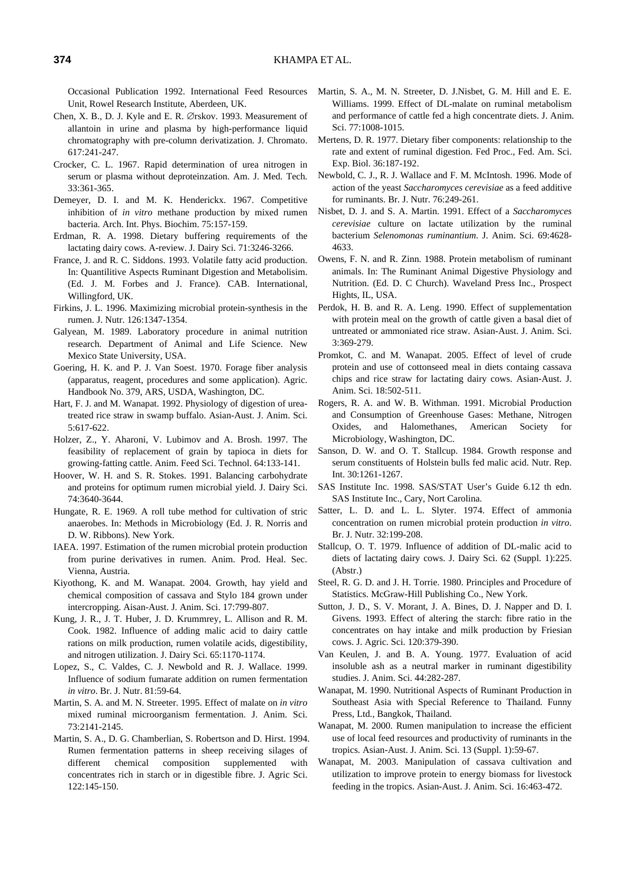Occasional Publication 1992. International Feed Resources Unit, Rowel Research Institute, Aberdeen, UK.

Chen, X. B., D. J. Kyle and E. R. ∅rskov. 1993. Measurement of allantoin in urine and plasma by high-performance liquid chromatography with pre-column derivatization. J. Chromato. 617:241-247.

Crocker, C. L. 1967. Rapid determination of urea nitrogen in serum or plasma without deproteinzation. Am. J. Med. Tech. 33:361-365.

Demeyer, D. I. and M. K. Henderickx. 1967. Competitive inhibition of *in vitro* methane production by mixed rumen bacteria. Arch. Int. Phys. Biochim. 75:157-159.

Erdman, R. A. 1998. Dietary buffering requirements of the lactating dairy cows. A-review. J. Dairy Sci. 71:3246-3266.

France, J. and R. C. Siddons. 1993. Volatile fatty acid production. In: Quantilitive Aspects Ruminant Digestion and Metabolisim. (Ed. J. M. Forbes and J. France). CAB. International, Willingford, UK.

Firkins, J. L. 1996. Maximizing microbial protein-synthesis in the rumen. J. Nutr. 126:1347-1354.

Galyean, M. 1989. Laboratory procedure in animal nutrition research. Department of Animal and Life Science. New Mexico State University, USA.

Goering, H. K. and P. J. Van Soest. 1970. Forage fiber analysis (apparatus, reagent, procedures and some application). Agric. Handbook No. 379, ARS, USDA, Washington, DC.

Hart, F. J. and M. Wanapat. 1992. Physiology of digestion of urea-treated rice straw in swamp buffalo. Asian-Aust. J. Anim. Sci. 5:617-622.

Holzer, Z., Y. Aharoni, V. Lubimov and A. Brosh. 1997. The feasibility of replacement of grain by tapioca in diets for growing-fatting cattle. Anim. Feed Sci. Technol. 64:133-141.

Hoover, W. H. and S. R. Stokes. 1991. Balancing carbohydrate and proteins for optimum rumen microbial yield. J. Dairy Sci. 74:3640-3644.

Hungate, R. E. 1969. A roll tube method for cultivation of stric anaerobes. In: Methods in Microbiology (Ed. J. R. Norris and D. W. Ribbons). New York.

IAEA. 1997. Estimation of the rumen microbial protein production from purine derivatives in rumen. Anim. Prod. Heal. Sec. Vienna, Austria.

Kiyothong, K. and M. Wanapat. 2004. Growth, hay yield and chemical composition of cassava and Stylo 184 grown under intercropping. Aisan-Aust. J. Anim. Sci. 17:799-807.

Kung, J. R., J. T. Huber, J. D. Krummrey, L. Allison and R. M. Cook. 1982. Influence of adding malic acid to dairy cattle rations on milk production, rumen volatile acids, digestibility, and nitrogen utilization. J. Dairy Sci. 65:1170-1174.

Lopez, S., C. Valdes, C. J. Newbold and R. J. Wallace. 1999. Influence of sodium fumarate addition on rumen fermentation *in vitro*. Br. J. Nutr. 81:59-64.

Martin, S. A. and M. N. Streeter. 1995. Effect of malate on *in vitro* mixed ruminal microorganism fermentation. J. Anim. Sci. 73:2141-2145.

Martin, S. A., D. G. Chamberlian, S. Robertson and D. Hirst. 1994. Rumen fermentation patterns in sheep receiving silages of different chemical composition supplemented with concentrates rich in starch or in digestible fibre. J. Agric Sci. 122:145-150.

Martin, S. A., M. N. Streeter, D. J.Nisbet, G. M. Hill and E. E. Williams. 1999. Effect of DL-malate on ruminal metabolism and performance of cattle fed a high concentrate diets. J. Anim. Sci. 77:1008-1015.

Mertens, D. R. 1977. Dietary fiber components: relationship to the rate and extent of ruminal digestion. Fed Proc., Fed. Am. Sci. Exp. Biol. 36:187-192.

Newbold, C. J., R. J. Wallace and F. M. McIntosh. 1996. Mode of action of the yeast *Saccharomyces cerevisiae* as a feed additive for ruminants. Br. J. Nutr. 76:249-261.

Nisbet, D. J. and S. A. Martin. 1991. Effect of a *Saccharomyces cerevisiae* culture on lactate utilization by the ruminal bacterium *Selenomonas ruminantium*. J. Anim. Sci. 69:4628-4633.

Owens, F. N. and R. Zinn. 1988. Protein metabolism of ruminant animals. In: The Ruminant Animal Digestive Physiology and Nutrition. (Ed. D. C Church). Waveland Press Inc., Prospect Hights, IL, USA.

Perdok, H. B. and R. A. Leng. 1990. Effect of supplementation with protein meal on the growth of cattle given a basal diet of untreated or ammoniated rice straw. Asian-Aust. J. Anim. Sci. 3:369-279.

Promkot, C. and M. Wanapat. 2005. Effect of level of crude protein and use of cottonseed meal in diets containg cassava chips and rice straw for lactating dairy cows. Asian-Aust. J. Anim. Sci. 18:502-511.

Rogers, R. A. and W. B. Withman. 1991. Microbial Production and Consumption of Greenhouse Gases: Methane, Nitrogen Oxides, and Halomethanes, American Society for Microbiology, Washington, DC.

Sanson, D. W. and O. T. Stallcup. 1984. Growth response and serum constituents of Holstein bulls fed malic acid. Nutr. Rep. Int. 30:1261-1267.

SAS Institute Inc. 1998. SAS/STAT User's Guide 6.12 th edn. SAS Institute Inc., Cary, Nort Carolina.

Satter, L. D. and L. L. Slyter. 1974. Effect of ammonia concentration on rumen microbial protein production *in vitro*. Br. J. Nutr. 32:199-208.

Stallcup, O. T. 1979. Influence of addition of DL-malic acid to diets of lactating dairy cows. J. Dairy Sci. 62 (Suppl. 1):225. (Abstr.)

Steel, R. G. D. and J. H. Torrie. 1980. Principles and Procedure of Statistics. McGraw-Hill Publishing Co., New York.

Sutton, J. D., S. V. Morant, J. A. Bines, D. J. Napper and D. I. Givens. 1993. Effect of altering the starch: fibre ratio in the concentrates on hay intake and milk production by Friesian cows. J. Agric. Sci. 120:379-390.

Van Keulen, J. and B. A. Young. 1977. Evaluation of acid insoluble ash as a neutral marker in ruminant digestibility studies. J. Anim. Sci. 44:282-287.

Wanapat, M. 1990. Nutritional Aspects of Ruminant Production in Southeast Asia with Special Reference to Thailand. Funny Press, Ltd., Bangkok, Thailand.

Wanapat, M. 2000. Rumen manipulation to increase the efficient use of local feed resources and productivity of ruminants in the tropics. Asian-Aust. J. Anim. Sci. 13 (Suppl. 1):59-67.

Wanapat, M. 2003. Manipulation of cassava cultivation and utilization to improve protein to energy biomass for livestock feeding in the tropics. Asian-Aust. J. Anim. Sci. 16:463-472.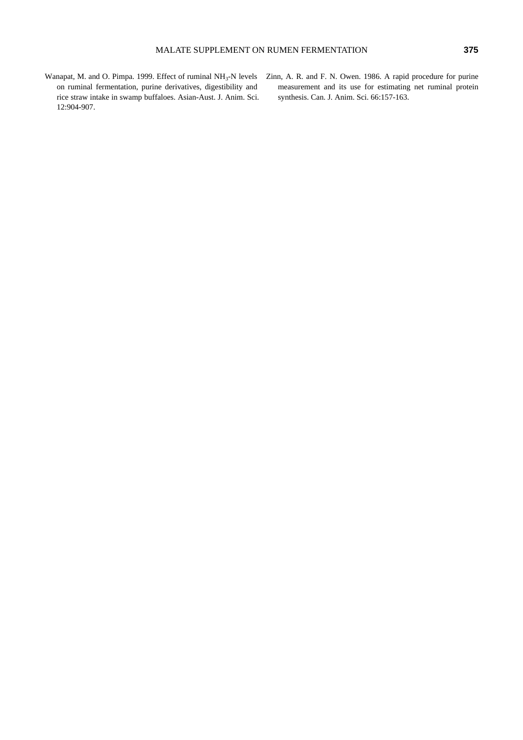Wanapat, M. and O. Pimpa. 1999. Effect of ruminal $NH_3$-N levels on ruminal fermentation, purine derivatives, digestibility and rice straw intake in swamp buffaloes. Asian-Aust. J. Anim. Sci. 12:904-907.

Zinn, A. R. and F. N. Owen. 1986. A rapid procedure for purine measurement and its use for estimating net ruminal protein synthesis. Can. J. Anim. Sci. 66:157-163.